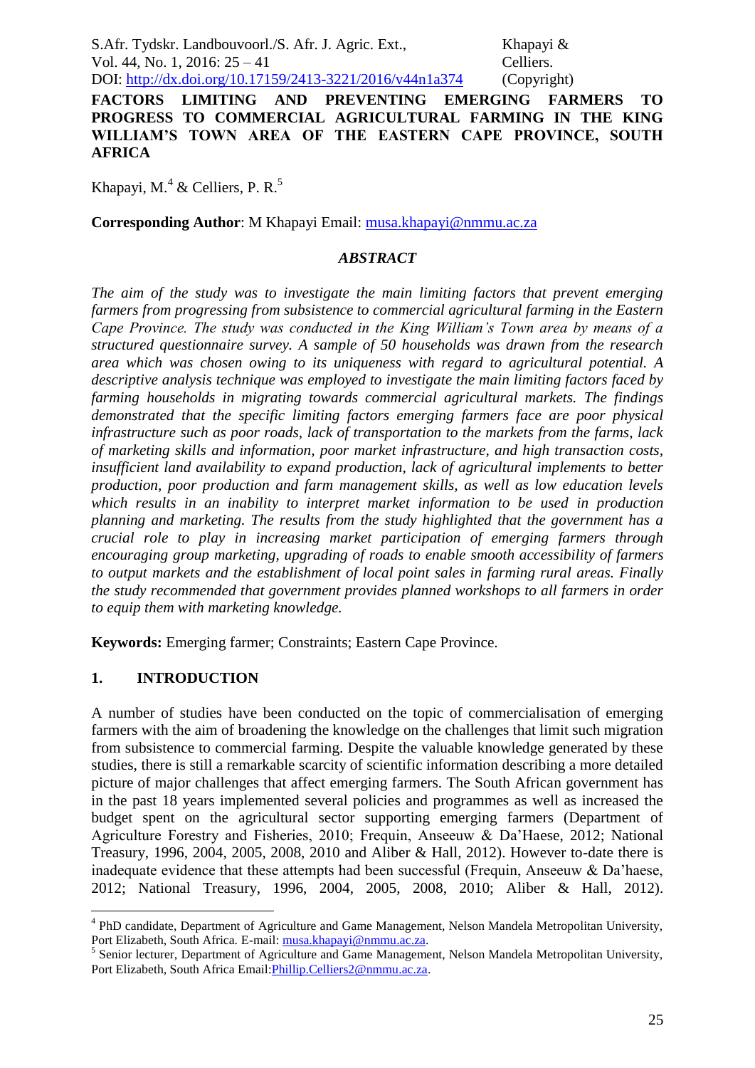# FACTORS LIMITING AND PREVENTING EMERGING FARMERS TO PROGRESS TO COMMERCIAL AGRICULTURAL FARMING IN THE KING WILLIAM'S TOWN AREA OF THE EASTERN CAPE PROVINCE, SOUTH AFRICA

Khapayi, M.[4] & Celliers, P. R.[5]

**Corresponding Author**: M Khapayi Email: musa.khapayi@nmmu.ac.za

### *ABSTRACT*

*The aim of the study was to investigate the main limiting factors that prevent emerging farmers from progressing from subsistence to commercial agricultural farming in the Eastern Cape Province. The study was conducted in the King William's Town area by means of a structured questionnaire survey. A sample of 50 households was drawn from the research area which was chosen owing to its uniqueness with regard to agricultural potential. A descriptive analysis technique was employed to investigate the main limiting factors faced by farming households in migrating towards commercial agricultural markets. The findings demonstrated that the specific limiting factors emerging farmers face are poor physical infrastructure such as poor roads, lack of transportation to the markets from the farms, lack of marketing skills and information, poor market infrastructure, and high transaction costs, insufficient land availability to expand production, lack of agricultural implements to better production, poor production and farm management skills, as well as low education levels which results in an inability to interpret market information to be used in production planning and marketing. The results from the study highlighted that the government has a crucial role to play in increasing market participation of emerging farmers through encouraging group marketing, upgrading of roads to enable smooth accessibility of farmers to output markets and the establishment of local point sales in farming rural areas. Finally the study recommended that government provides planned workshops to all farmers in order to equip them with marketing knowledge.*

**Keywords:** Emerging farmer; Constraints; Eastern Cape Province.

## 1. INTRODUCTION

A number of studies have been conducted on the topic of commercialisation of emerging farmers with the aim of broadening the knowledge on the challenges that limit such migration from subsistence to commercial farming. Despite the valuable knowledge generated by these studies, there is still a remarkable scarcity of scientific information describing a more detailed picture of major challenges that affect emerging farmers. The South African government has in the past 18 years implemented several policies and programmes as well as increased the budget spent on the agricultural sector supporting emerging farmers (Department of Agriculture Forestry and Fisheries, 2010; Frequin, Anseeuw & Da'Haese, 2012; National Treasury, 1996, 2004, 2005, 2008, 2010 and Aliber & Hall, 2012). However to-date there is inadequate evidence that these attempts had been successful (Frequin, Anseeuw & Da'haese, 2012; National Treasury, 1996, 2004, 2005, 2008, 2010; Aliber & Hall, 2012).

---

[4] PhD candidate, Department of Agriculture and Game Management, Nelson Mandela Metropolitan University, Port Elizabeth, South Africa. E-mail: musa.khapayi@nmmu.ac.za.

[5] Senior lecturer, Department of Agriculture and Game Management, Nelson Mandela Metropolitan University, Port Elizabeth, South Africa Email:Phillip.Celliers2@nmmu.ac.za.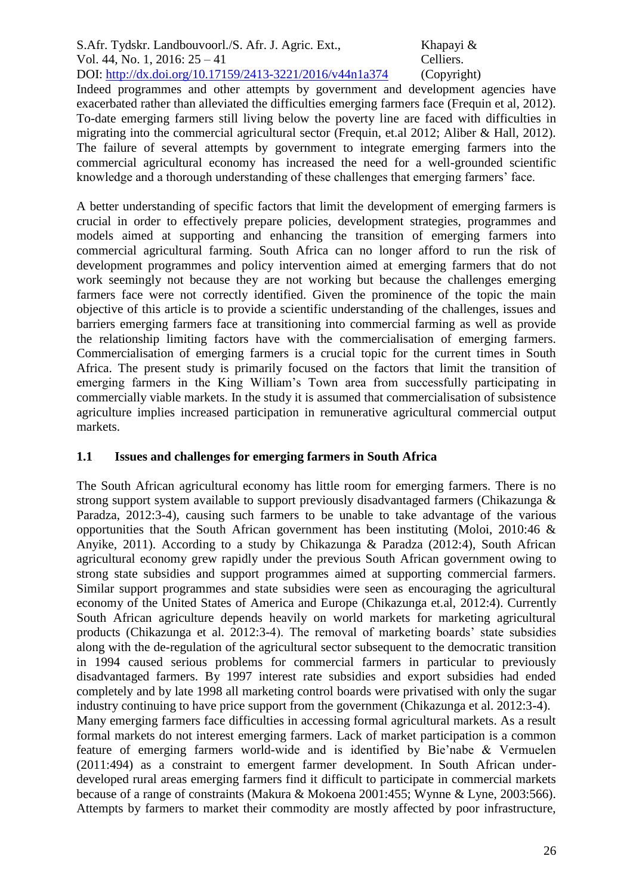Indeed programmes and other attempts by government and development agencies have exacerbated rather than alleviated the difficulties emerging farmers face (Frequin et al, 2012). To-date emerging farmers still living below the poverty line are faced with difficulties in migrating into the commercial agricultural sector (Frequin, et.al 2012; Aliber & Hall, 2012). The failure of several attempts by government to integrate emerging farmers into the commercial agricultural economy has increased the need for a well-grounded scientific knowledge and a thorough understanding of these challenges that emerging farmers' face.

A better understanding of specific factors that limit the development of emerging farmers is crucial in order to effectively prepare policies, development strategies, programmes and models aimed at supporting and enhancing the transition of emerging farmers into commercial agricultural farming. South Africa can no longer afford to run the risk of development programmes and policy intervention aimed at emerging farmers that do not work seemingly not because they are not working but because the challenges emerging farmers face were not correctly identified. Given the prominence of the topic the main objective of this article is to provide a scientific understanding of the challenges, issues and barriers emerging farmers face at transitioning into commercial farming as well as provide the relationship limiting factors have with the commercialisation of emerging farmers. Commercialisation of emerging farmers is a crucial topic for the current times in South Africa. The present study is primarily focused on the factors that limit the transition of emerging farmers in the King William's Town area from successfully participating in commercially viable markets. In the study it is assumed that commercialisation of subsistence agriculture implies increased participation in remunerative agricultural commercial output markets.

## 1.1 Issues and challenges for emerging farmers in South Africa

The South African agricultural economy has little room for emerging farmers. There is no strong support system available to support previously disadvantaged farmers (Chikazunga & Paradza, 2012:3-4), causing such farmers to be unable to take advantage of the various opportunities that the South African government has been instituting (Moloi, 2010:46 & Anyike, 2011). According to a study by Chikazunga & Paradza (2012:4), South African agricultural economy grew rapidly under the previous South African government owing to strong state subsidies and support programmes aimed at supporting commercial farmers. Similar support programmes and state subsidies were seen as encouraging the agricultural economy of the United States of America and Europe (Chikazunga et.al, 2012:4). Currently South African agriculture depends heavily on world markets for marketing agricultural products (Chikazunga et al. 2012:3-4). The removal of marketing boards' state subsidies along with the de-regulation of the agricultural sector subsequent to the democratic transition in 1994 caused serious problems for commercial farmers in particular to previously disadvantaged farmers. By 1997 interest rate subsidies and export subsidies had ended completely and by late 1998 all marketing control boards were privatised with only the sugar industry continuing to have price support from the government (Chikazunga et al. 2012:3-4).

Many emerging farmers face difficulties in accessing formal agricultural markets. As a result formal markets do not interest emerging farmers. Lack of market participation is a common feature of emerging farmers world-wide and is identified by Bie'nabe & Vermuelen (2011:494) as a constraint to emergent farmer development. In South African under-developed rural areas emerging farmers find it difficult to participate in commercial markets because of a range of constraints (Makura & Mokoena 2001:455; Wynne & Lyne, 2003:566). Attempts by farmers to market their commodity are mostly affected by poor infrastructure,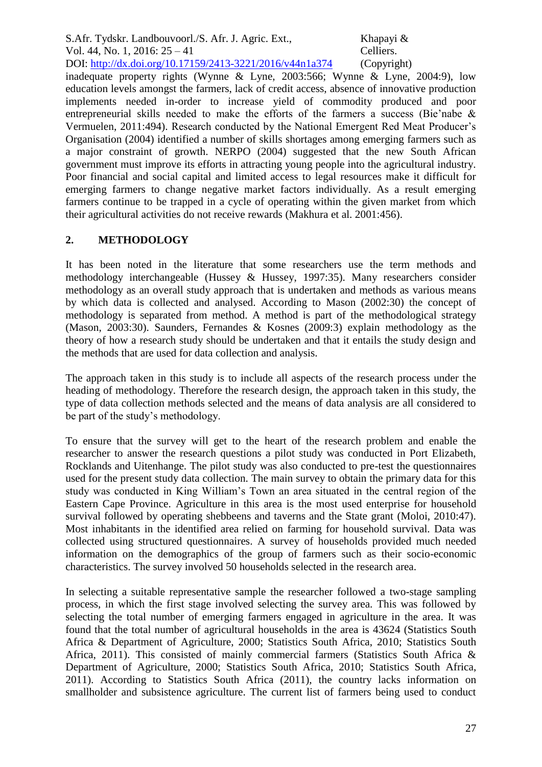inadequate property rights (Wynne & Lyne, 2003:566; Wynne & Lyne, 2004:9), low education levels amongst the farmers, lack of credit access, absence of innovative production implements needed in-order to increase yield of commodity produced and poor entrepreneurial skills needed to make the efforts of the farmers a success (Bie'nabe & Vermuelen, 2011:494). Research conducted by the National Emergent Red Meat Producer's Organisation (2004) identified a number of skills shortages among emerging farmers such as a major constraint of growth. NERPO (2004) suggested that the new South African government must improve its efforts in attracting young people into the agricultural industry. Poor financial and social capital and limited access to legal resources make it difficult for emerging farmers to change negative market factors individually. As a result emerging farmers continue to be trapped in a cycle of operating within the given market from which their agricultural activities do not receive rewards (Makhura et al. 2001:456).

## 2. METHODOLOGY

It has been noted in the literature that some researchers use the term methods and methodology interchangeable (Hussey & Hussey, 1997:35). Many researchers consider methodology as an overall study approach that is undertaken and methods as various means by which data is collected and analysed. According to Mason (2002:30) the concept of methodology is separated from method. A method is part of the methodological strategy (Mason, 2003:30). Saunders, Fernandes & Kosnes (2009:3) explain methodology as the theory of how a research study should be undertaken and that it entails the study design and the methods that are used for data collection and analysis.

The approach taken in this study is to include all aspects of the research process under the heading of methodology. Therefore the research design, the approach taken in this study, the type of data collection methods selected and the means of data analysis are all considered to be part of the study's methodology.

To ensure that the survey will get to the heart of the research problem and enable the researcher to answer the research questions a pilot study was conducted in Port Elizabeth, Rocklands and Uitenhange. The pilot study was also conducted to pre-test the questionnaires used for the present study data collection. The main survey to obtain the primary data for this study was conducted in King William's Town an area situated in the central region of the Eastern Cape Province. Agriculture in this area is the most used enterprise for household survival followed by operating shebbeens and taverns and the State grant (Moloi, 2010:47). Most inhabitants in the identified area relied on farming for household survival. Data was collected using structured questionnaires. A survey of households provided much needed information on the demographics of the group of farmers such as their socio-economic characteristics. The survey involved 50 households selected in the research area.

In selecting a suitable representative sample the researcher followed a two-stage sampling process, in which the first stage involved selecting the survey area. This was followed by selecting the total number of emerging farmers engaged in agriculture in the area. It was found that the total number of agricultural households in the area is 43624 (Statistics South Africa & Department of Agriculture, 2000; Statistics South Africa, 2010; Statistics South Africa, 2011). This consisted of mainly commercial farmers (Statistics South Africa & Department of Agriculture, 2000; Statistics South Africa, 2010; Statistics South Africa, 2011). According to Statistics South Africa (2011), the country lacks information on smallholder and subsistence agriculture. The current list of farmers being used to conduct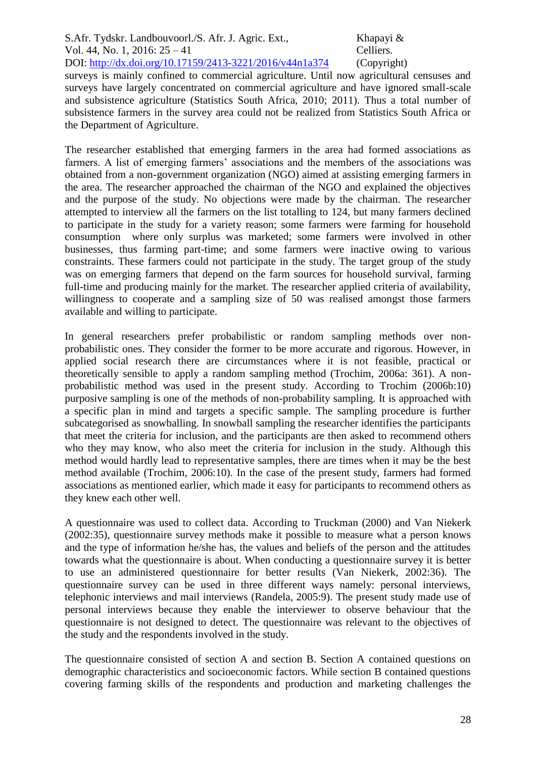surveys is mainly confined to commercial agriculture. Until now agricultural censuses and surveys have largely concentrated on commercial agriculture and have ignored small-scale and subsistence agriculture (Statistics South Africa, 2010; 2011). Thus a total number of subsistence farmers in the survey area could not be realized from Statistics South Africa or the Department of Agriculture.

The researcher established that emerging farmers in the area had formed associations as farmers. A list of emerging farmers' associations and the members of the associations was obtained from a non-government organization (NGO) aimed at assisting emerging farmers in the area. The researcher approached the chairman of the NGO and explained the objectives and the purpose of the study. No objections were made by the chairman. The researcher attempted to interview all the farmers on the list totalling to 124, but many farmers declined to participate in the study for a variety reason; some farmers were farming for household consumption where only surplus was marketed; some farmers were involved in other businesses, thus farming part-time; and some farmers were inactive owing to various constraints. These farmers could not participate in the study. The target group of the study was on emerging farmers that depend on the farm sources for household survival, farming full-time and producing mainly for the market. The researcher applied criteria of availability, willingness to cooperate and a sampling size of 50 was realised amongst those farmers available and willing to participate.

In general researchers prefer probabilistic or random sampling methods over non-probabilistic ones. They consider the former to be more accurate and rigorous. However, in applied social research there are circumstances where it is not feasible, practical or theoretically sensible to apply a random sampling method (Trochim, 2006a: 361). A non-probabilistic method was used in the present study. According to Trochim (2006b:10) purposive sampling is one of the methods of non-probability sampling. It is approached with a specific plan in mind and targets a specific sample. The sampling procedure is further subcategorised as snowballing. In snowball sampling the researcher identifies the participants that meet the criteria for inclusion, and the participants are then asked to recommend others who they may know, who also meet the criteria for inclusion in the study. Although this method would hardly lead to representative samples, there are times when it may be the best method available (Trochim, 2006:10). In the case of the present study, farmers had formed associations as mentioned earlier, which made it easy for participants to recommend others as they knew each other well.

A questionnaire was used to collect data. According to Truckman (2000) and Van Niekerk (2002:35), questionnaire survey methods make it possible to measure what a person knows and the type of information he/she has, the values and beliefs of the person and the attitudes towards what the questionnaire is about. When conducting a questionnaire survey it is better to use an administered questionnaire for better results (Van Niekerk, 2002:36). The questionnaire survey can be used in three different ways namely: personal interviews, telephonic interviews and mail interviews (Randela, 2005:9). The present study made use of personal interviews because they enable the interviewer to observe behaviour that the questionnaire is not designed to detect. The questionnaire was relevant to the objectives of the study and the respondents involved in the study.

The questionnaire consisted of section A and section B. Section A contained questions on demographic characteristics and socioeconomic factors. While section B contained questions covering farming skills of the respondents and production and marketing challenges the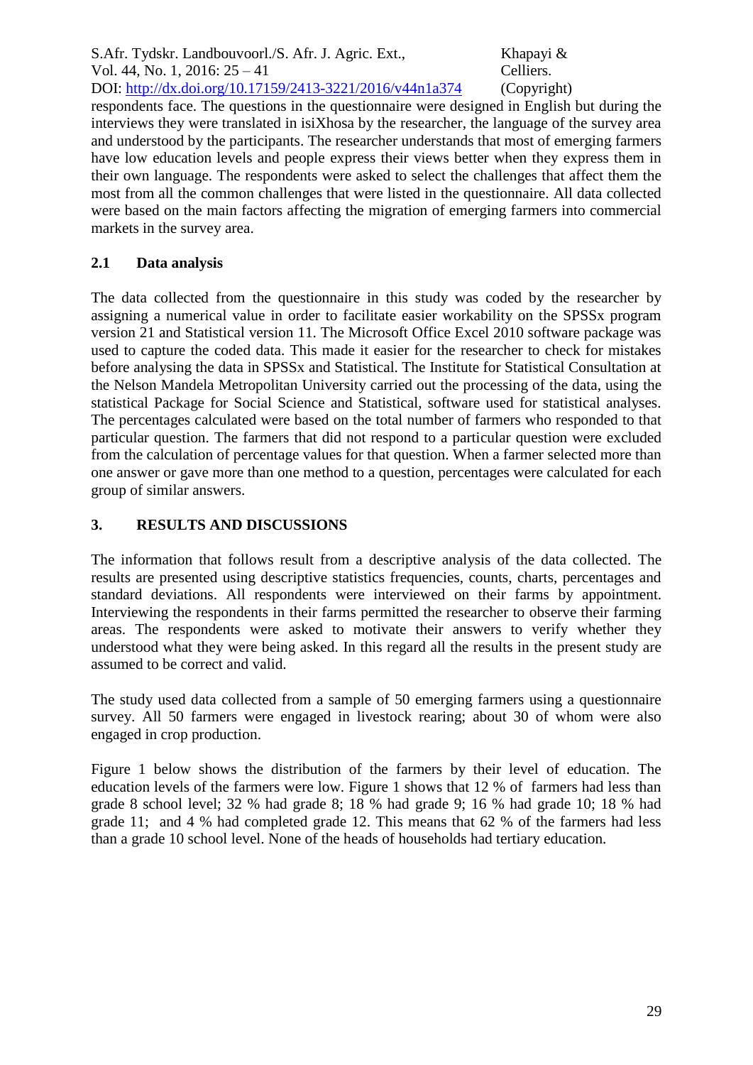respondents face. The questions in the questionnaire were designed in English but during the interviews they were translated in isiXhosa by the researcher, the language of the survey area and understood by the participants. The researcher understands that most of emerging farmers have low education levels and people express their views better when they express them in their own language. The respondents were asked to select the challenges that affect them the most from all the common challenges that were listed in the questionnaire. All data collected were based on the main factors affecting the migration of emerging farmers into commercial markets in the survey area.

## 2.1 Data analysis

The data collected from the questionnaire in this study was coded by the researcher by assigning a numerical value in order to facilitate easier workability on the SPSSx program version 21 and Statistical version 11. The Microsoft Office Excel 2010 software package was used to capture the coded data. This made it easier for the researcher to check for mistakes before analysing the data in SPSSx and Statistical. The Institute for Statistical Consultation at the Nelson Mandela Metropolitan University carried out the processing of the data, using the statistical Package for Social Science and Statistical, software used for statistical analyses. The percentages calculated were based on the total number of farmers who responded to that particular question. The farmers that did not respond to a particular question were excluded from the calculation of percentage values for that question. When a farmer selected more than one answer or gave more than one method to a question, percentages were calculated for each group of similar answers.

# 3. RESULTS AND DISCUSSIONS

The information that follows result from a descriptive analysis of the data collected. The results are presented using descriptive statistics frequencies, counts, charts, percentages and standard deviations. All respondents were interviewed on their farms by appointment. Interviewing the respondents in their farms permitted the researcher to observe their farming areas. The respondents were asked to motivate their answers to verify whether they understood what they were being asked. In this regard all the results in the present study are assumed to be correct and valid.

The study used data collected from a sample of 50 emerging farmers using a questionnaire survey. All 50 farmers were engaged in livestock rearing; about 30 of whom were also engaged in crop production.

Figure 1 below shows the distribution of the farmers by their level of education. The education levels of the farmers were low. Figure 1 shows that 12 % of farmers had less than grade 8 school level; 32 % had grade 8; 18 % had grade 9; 16 % had grade 10; 18 % had grade 11; and 4 % had completed grade 12. This means that 62 % of the farmers had less than a grade 10 school level. None of the heads of households had tertiary education.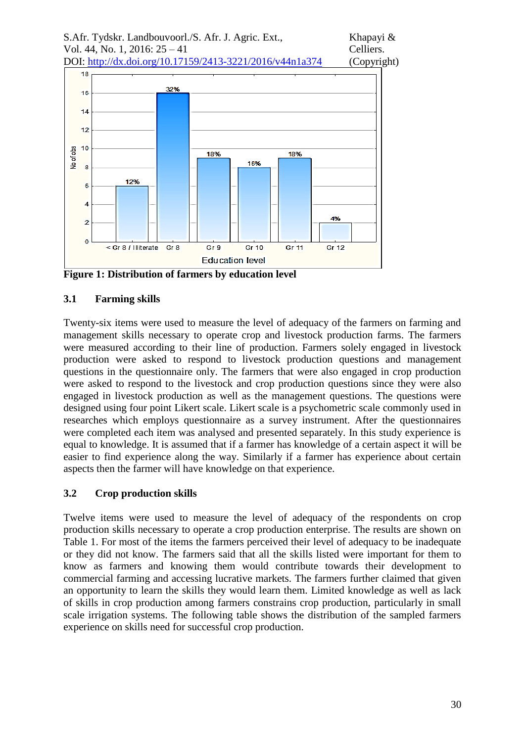**Figure 1: Distribution of farmers by education level**

### 3.1 Farming skills

Twenty-six items were used to measure the level of adequacy of the farmers on farming and management skills necessary to operate crop and livestock production farms. The farmers were measured according to their line of production. Farmers solely engaged in livestock production were asked to respond to livestock production questions and management questions in the questionnaire only. The farmers that were also engaged in crop production were asked to respond to the livestock and crop production questions since they were also engaged in livestock production as well as the management questions. The questions were designed using four point Likert scale. Likert scale is a psychometric scale commonly used in researches which employs questionnaire as a survey instrument. After the questionnaires were completed each item was analysed and presented separately. In this study experience is equal to knowledge. It is assumed that if a farmer has knowledge of a certain aspect it will be easier to find experience along the way. Similarly if a farmer has experience about certain aspects then the farmer will have knowledge on that experience.

### 3.2 Crop production skills

Twelve items were used to measure the level of adequacy of the respondents on crop production skills necessary to operate a crop production enterprise. The results are shown on Table 1. For most of the items the farmers perceived their level of adequacy to be inadequate or they did not know. The farmers said that all the skills listed were important for them to know as farmers and knowing them would contribute towards their development to commercial farming and accessing lucrative markets. The farmers further claimed that given an opportunity to learn the skills they would learn them. Limited knowledge as well as lack of skills in crop production among farmers constrains crop production, particularly in small scale irrigation systems. The following table shows the distribution of the sampled farmers experience on skills need for successful crop production.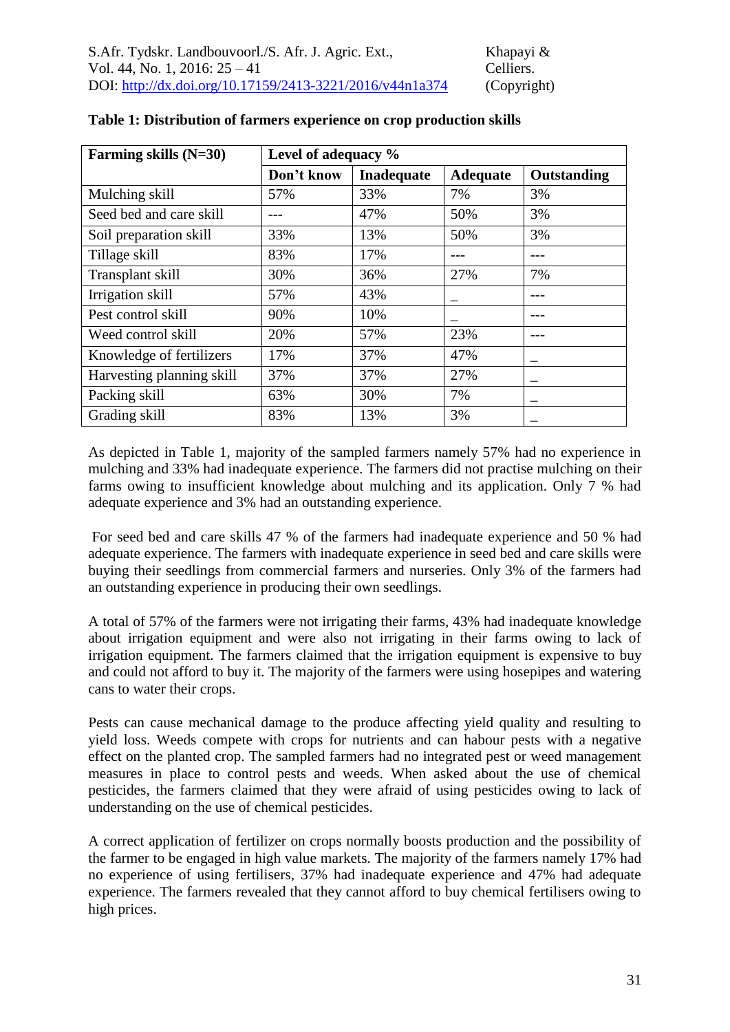**Table 1: Distribution of farmers experience on crop production skills**

| Farming skills (N=30) | Level of adequacy % | | | |
|---|---|---|---|---|
| | Don't know | Inadequate | Adequate | Outstanding |
| Mulching skill | 57% | 33% | 7% | 3% |
| Seed bed and care skill | --- | 47% | 50% | 3% |
| Soil preparation skill | 33% | 13% | 50% | 3% |
| Tillage skill | 83% | 17% | --- | --- |
| Transplant skill | 30% | 36% | 27% | 7% |
| Irrigation skill | 57% | 43% | _ | --- |
| Pest control skill | 90% | 10% | _ | --- |
| Weed control skill | 20% | 57% | 23% | --- |
| Knowledge of fertilizers | 17% | 37% | 47% | _ |
| Harvesting planning skill | 37% | 37% | 27% | _ |
| Packing skill | 63% | 30% | 7% | _ |
| Grading skill | 83% | 13% | 3% | _ |

As depicted in Table 1, majority of the sampled farmers namely 57% had no experience in mulching and 33% had inadequate experience. The farmers did not practise mulching on their farms owing to insufficient knowledge about mulching and its application. Only 7 % had adequate experience and 3% had an outstanding experience.

For seed bed and care skills 47 % of the farmers had inadequate experience and 50 % had adequate experience. The farmers with inadequate experience in seed bed and care skills were buying their seedlings from commercial farmers and nurseries. Only 3% of the farmers had an outstanding experience in producing their own seedlings.

A total of 57% of the farmers were not irrigating their farms, 43% had inadequate knowledge about irrigation equipment and were also not irrigating in their farms owing to lack of irrigation equipment. The farmers claimed that the irrigation equipment is expensive to buy and could not afford to buy it. The majority of the farmers were using hosepipes and watering cans to water their crops.

Pests can cause mechanical damage to the produce affecting yield quality and resulting to yield loss. Weeds compete with crops for nutrients and can habour pests with a negative effect on the planted crop. The sampled farmers had no integrated pest or weed management measures in place to control pests and weeds. When asked about the use of chemical pesticides, the farmers claimed that they were afraid of using pesticides owing to lack of understanding on the use of chemical pesticides.

A correct application of fertilizer on crops normally boosts production and the possibility of the farmer to be engaged in high value markets. The majority of the farmers namely 17% had no experience of using fertilisers, 37% had inadequate experience and 47% had adequate experience. The farmers revealed that they cannot afford to buy chemical fertilisers owing to high prices.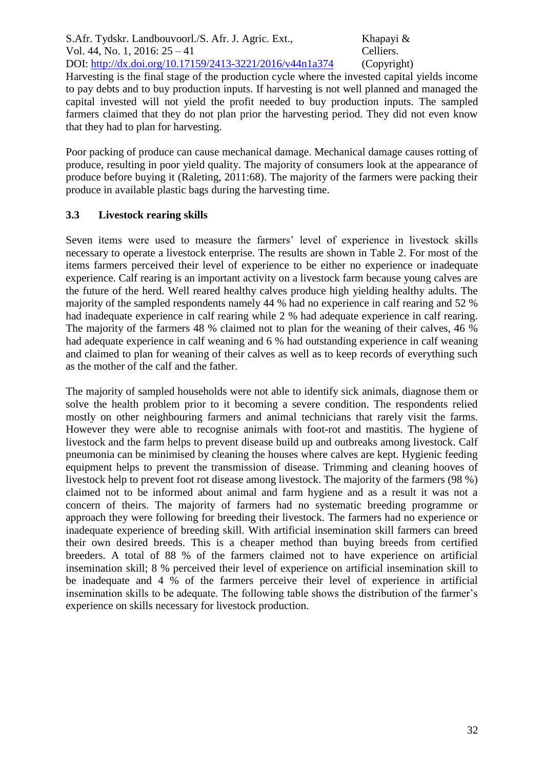Harvesting is the final stage of the production cycle where the invested capital yields income to pay debts and to buy production inputs. If harvesting is not well planned and managed the capital invested will not yield the profit needed to buy production inputs. The sampled farmers claimed that they do not plan prior the harvesting period. They did not even know that they had to plan for harvesting.

Poor packing of produce can cause mechanical damage. Mechanical damage causes rotting of produce, resulting in poor yield quality. The majority of consumers look at the appearance of produce before buying it (Raleting, 2011:68). The majority of the farmers were packing their produce in available plastic bags during the harvesting time.

### 3.3 Livestock rearing skills

Seven items were used to measure the farmers' level of experience in livestock skills necessary to operate a livestock enterprise. The results are shown in Table 2. For most of the items farmers perceived their level of experience to be either no experience or inadequate experience. Calf rearing is an important activity on a livestock farm because young calves are the future of the herd. Well reared healthy calves produce high yielding healthy adults. The majority of the sampled respondents namely 44 % had no experience in calf rearing and 52 % had inadequate experience in calf rearing while 2 % had adequate experience in calf rearing. The majority of the farmers 48 % claimed not to plan for the weaning of their calves, 46 % had adequate experience in calf weaning and 6 % had outstanding experience in calf weaning and claimed to plan for weaning of their calves as well as to keep records of everything such as the mother of the calf and the father.

The majority of sampled households were not able to identify sick animals, diagnose them or solve the health problem prior to it becoming a severe condition. The respondents relied mostly on other neighbouring farmers and animal technicians that rarely visit the farms. However they were able to recognise animals with foot-rot and mastitis. The hygiene of livestock and the farm helps to prevent disease build up and outbreaks among livestock. Calf pneumonia can be minimised by cleaning the houses where calves are kept. Hygienic feeding equipment helps to prevent the transmission of disease. Trimming and cleaning hooves of livestock help to prevent foot rot disease among livestock. The majority of the farmers (98 %) claimed not to be informed about animal and farm hygiene and as a result it was not a concern of theirs. The majority of farmers had no systematic breeding programme or approach they were following for breeding their livestock. The farmers had no experience or inadequate experience of breeding skill. With artificial insemination skill farmers can breed their own desired breeds. This is a cheaper method than buying breeds from certified breeders. A total of 88 % of the farmers claimed not to have experience on artificial insemination skill; 8 % perceived their level of experience on artificial insemination skill to be inadequate and 4 % of the farmers perceive their level of experience in artificial insemination skills to be adequate. The following table shows the distribution of the farmer's experience on skills necessary for livestock production.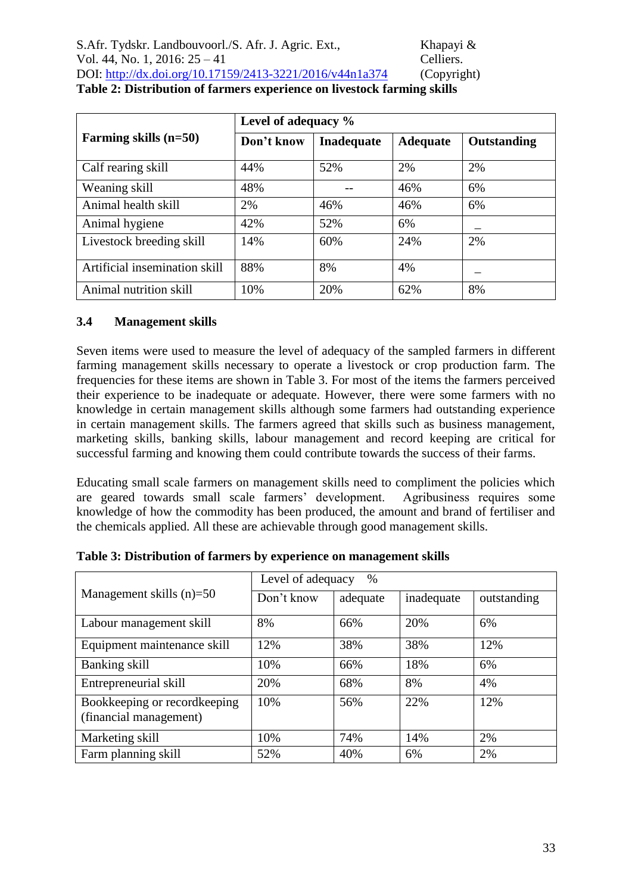**Table 2: Distribution of farmers experience on livestock farming skills**

| Farming skills (n=50) | Level of adequacy % | | | |
|---|---|---|---|---|
| | Don't know | Inadequate | Adequate | Outstanding |
| Calf rearing skill | 44% | 52% | 2% | 2% |
| Weaning skill | 48% | -- | 46% | 6% |
| Animal health skill | 2% | 46% | 46% | 6% |
| Animal hygiene | 42% | 52% | 6% | _ |
| Livestock breeding skill | 14% | 60% | 24% | 2% |
| Artificial insemination skill | 88% | 8% | 4% | _ |
| Animal nutrition skill | 10% | 20% | 62% | 8% |

### 3.4 Management skills

Seven items were used to measure the level of adequacy of the sampled farmers in different farming management skills necessary to operate a livestock or crop production farm. The frequencies for these items are shown in Table 3. For most of the items the farmers perceived their experience to be inadequate or adequate. However, there were some farmers with no knowledge in certain management skills although some farmers had outstanding experience in certain management skills. The farmers agreed that skills such as business management, marketing skills, banking skills, labour management and record keeping are critical for successful farming and knowing them could contribute towards the success of their farms.

Educating small scale farmers on management skills need to compliment the policies which are geared towards small scale farmers' development. Agribusiness requires some knowledge of how the commodity has been produced, the amount and brand of fertiliser and the chemicals applied. All these are achievable through good management skills.

**Table 3: Distribution of farmers by experience on management skills**

| Management skills (n)=50 | Level of adequacy % | | | |
|---|---|---|---|---|
| | Don't know | adequate | inadequate | outstanding |
| Labour management skill | 8% | 66% | 20% | 6% |
| Equipment maintenance skill | 12% | 38% | 38% | 12% |
| Banking skill | 10% | 66% | 18% | 6% |
| Entrepreneurial skill | 20% | 68% | 8% | 4% |
| Bookkeeping or recordkeeping (financial management) | 10% | 56% | 22% | 12% |
| Marketing skill | 10% | 74% | 14% | 2% |
| Farm planning skill | 52% | 40% | 6% | 2% |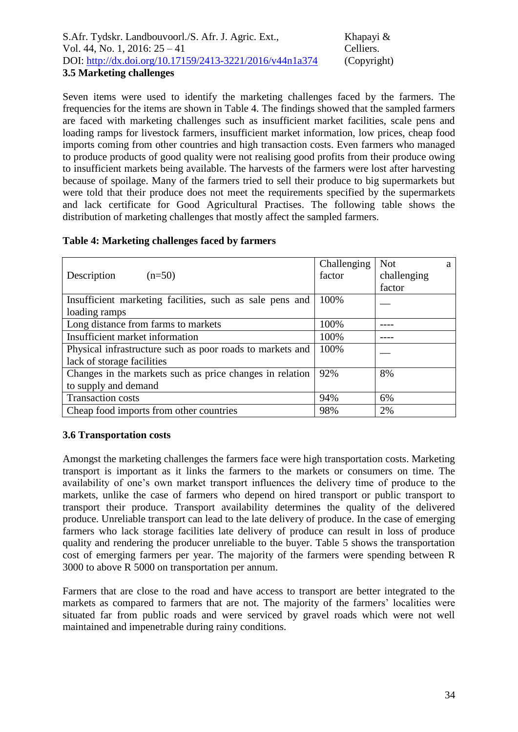### 3.5 Marketing challenges

Seven items were used to identify the marketing challenges faced by the farmers. The frequencies for the items are shown in Table 4. The findings showed that the sampled farmers are faced with marketing challenges such as insufficient market facilities, scale pens and loading ramps for livestock farmers, insufficient market information, low prices, cheap food imports coming from other countries and high transaction costs. Even farmers who managed to produce products of good quality were not realising good profits from their produce owing to insufficient markets being available. The harvests of the farmers were lost after harvesting because of spoilage. Many of the farmers tried to sell their produce to big supermarkets but were told that their produce does not meet the requirements specified by the supermarkets and lack certificate for Good Agricultural Practises. The following table shows the distribution of marketing challenges that mostly affect the sampled farmers.

**Table 4: Marketing challenges faced by farmers**

| Description (n=50) | Challenging factor | Not a challenging factor |
|---|---|---|
| Insufficient marketing facilities, such as sale pens and loading ramps | 100% | — |
| Long distance from farms to markets | 100% | ---- |
| Insufficient market information | 100% | ---- |
| Physical infrastructure such as poor roads to markets and lack of storage facilities | 100% | — |
| Changes in the markets such as price changes in relation to supply and demand | 92% | 8% |
| Transaction costs | 94% | 6% |
| Cheap food imports from other countries | 98% | 2% |

### 3.6 Transportation costs

Amongst the marketing challenges the farmers face were high transportation costs. Marketing transport is important as it links the farmers to the markets or consumers on time. The availability of one's own market transport influences the delivery time of produce to the markets, unlike the case of farmers who depend on hired transport or public transport to transport their produce. Transport availability determines the quality of the delivered produce. Unreliable transport can lead to the late delivery of produce. In the case of emerging farmers who lack storage facilities late delivery of produce can result in loss of produce quality and rendering the producer unreliable to the buyer. Table 5 shows the transportation cost of emerging farmers per year. The majority of the farmers were spending between R 3000 to above R 5000 on transportation per annum.

Farmers that are close to the road and have access to transport are better integrated to the markets as compared to farmers that are not. The majority of the farmers' localities were situated far from public roads and were serviced by gravel roads which were not well maintained and impenetrable during rainy conditions.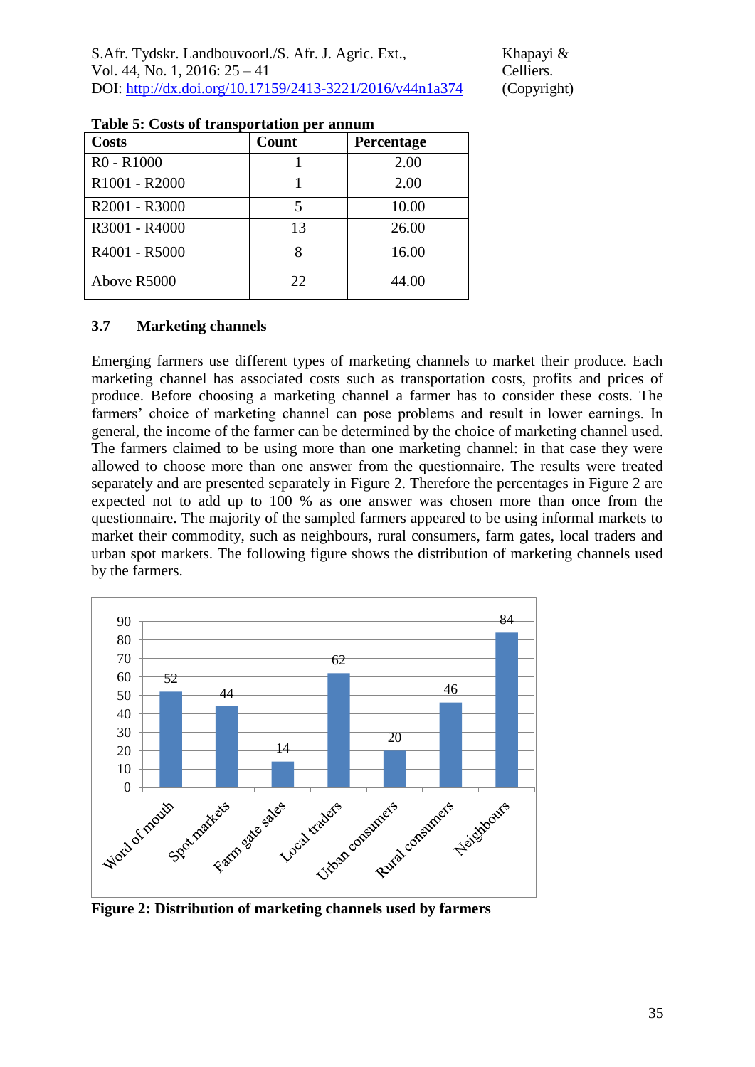**Table 5: Costs of transportation per annum**

| Costs | Count | Percentage |
|---|---|---|
| R0 - R1000 | 1 | 2.00 |
| R1001 - R2000 | 1 | 2.00 |
| R2001 - R3000 | 5 | 10.00 |
| R3001 - R4000 | 13 | 26.00 |
| R4001 - R5000 | 8 | 16.00 |
| Above R5000 | 22 | 44.00 |

### 3.7 Marketing channels

Emerging farmers use different types of marketing channels to market their produce. Each marketing channel has associated costs such as transportation costs, profits and prices of produce. Before choosing a marketing channel a farmer has to consider these costs. The farmers' choice of marketing channel can pose problems and result in lower earnings. In general, the income of the farmer can be determined by the choice of marketing channel used. The farmers claimed to be using more than one marketing channel: in that case they were allowed to choose more than one answer from the questionnaire. The results were treated separately and are presented separately in Figure 2. Therefore the percentages in Figure 2 are expected not to add up to 100 % as one answer was chosen more than once from the questionnaire. The majority of the sampled farmers appeared to be using informal markets to market their commodity, such as neighbours, rural consumers, farm gates, local traders and urban spot markets. The following figure shows the distribution of marketing channels used by the farmers.

| Marketing channel | Value |
|---|---|
| Word of mouth | 52 |
| Spot markets | 44 |
| Farm gate sales | 14 |
| Local traders | 62 |
| Urban consumers | 20 |
| Rural consumers | 46 |
| Neighbours | 84 |

**Figure 2: Distribution of marketing channels used by farmers**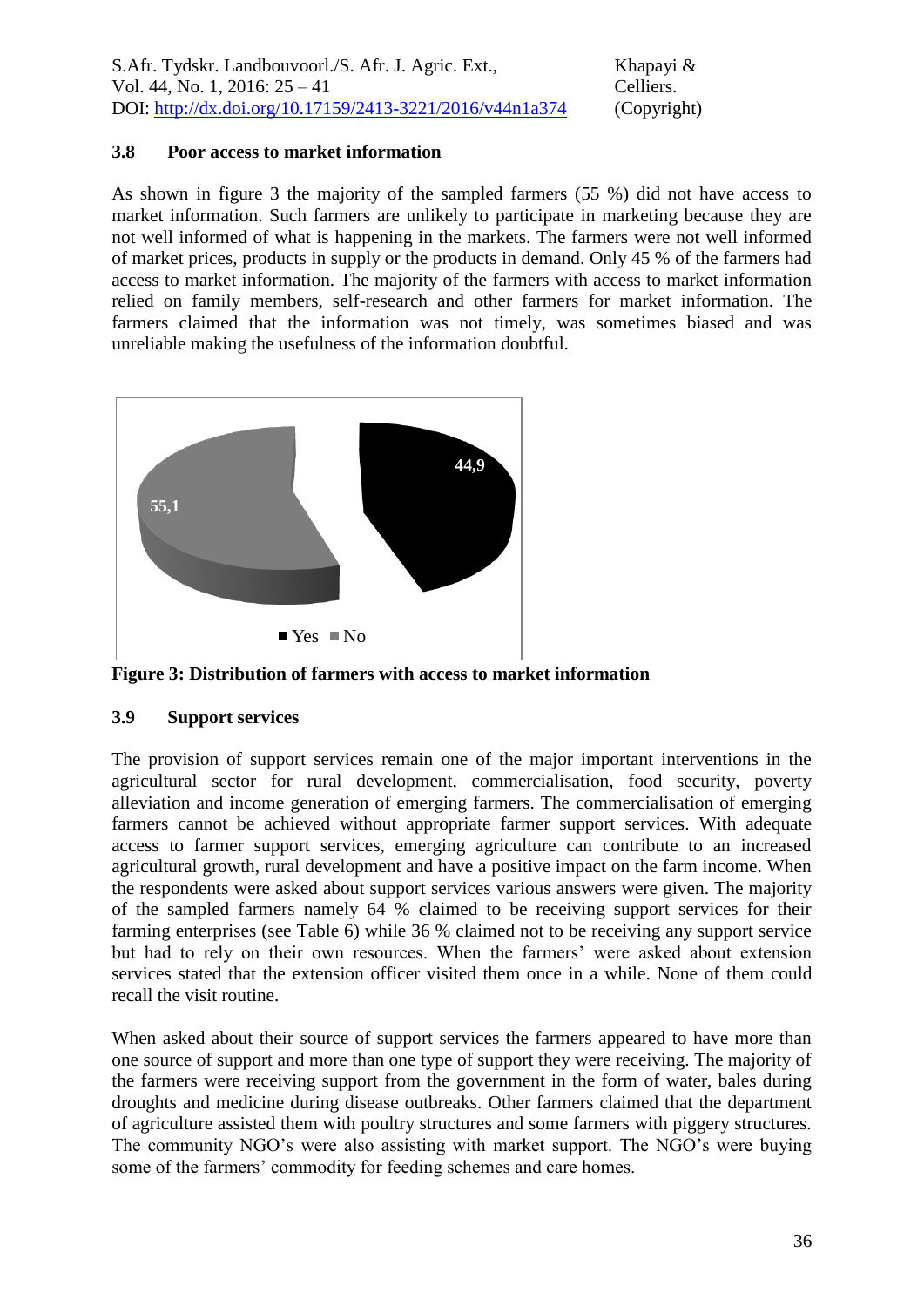### 3.8 Poor access to market information

As shown in figure 3 the majority of the sampled farmers (55 %) did not have access to market information. Such farmers are unlikely to participate in marketing because they are not well informed of what is happening in the markets. The farmers were not well informed of market prices, products in supply or the products in demand. Only 45 % of the farmers had access to market information. The majority of the farmers with access to market information relied on family members, self-research and other farmers for market information. The farmers claimed that the information was not timely, was sometimes biased and was unreliable making the usefulness of the information doubtful.

**Figure 3: Distribution of farmers with access to market information**

### 3.9 Support services

The provision of support services remain one of the major important interventions in the agricultural sector for rural development, commercialisation, food security, poverty alleviation and income generation of emerging farmers. The commercialisation of emerging farmers cannot be achieved without appropriate farmer support services. With adequate access to farmer support services, emerging agriculture can contribute to an increased agricultural growth, rural development and have a positive impact on the farm income. When the respondents were asked about support services various answers were given. The majority of the sampled farmers namely 64 % claimed to be receiving support services for their farming enterprises (see Table 6) while 36 % claimed not to be receiving any support service but had to rely on their own resources. When the farmers' were asked about extension services stated that the extension officer visited them once in a while. None of them could recall the visit routine.

When asked about their source of support services the farmers appeared to have more than one source of support and more than one type of support they were receiving. The majority of the farmers were receiving support from the government in the form of water, bales during droughts and medicine during disease outbreaks. Other farmers claimed that the department of agriculture assisted them with poultry structures and some farmers with piggery structures. The community NGO's were also assisting with market support. The NGO's were buying some of the farmers' commodity for feeding schemes and care homes.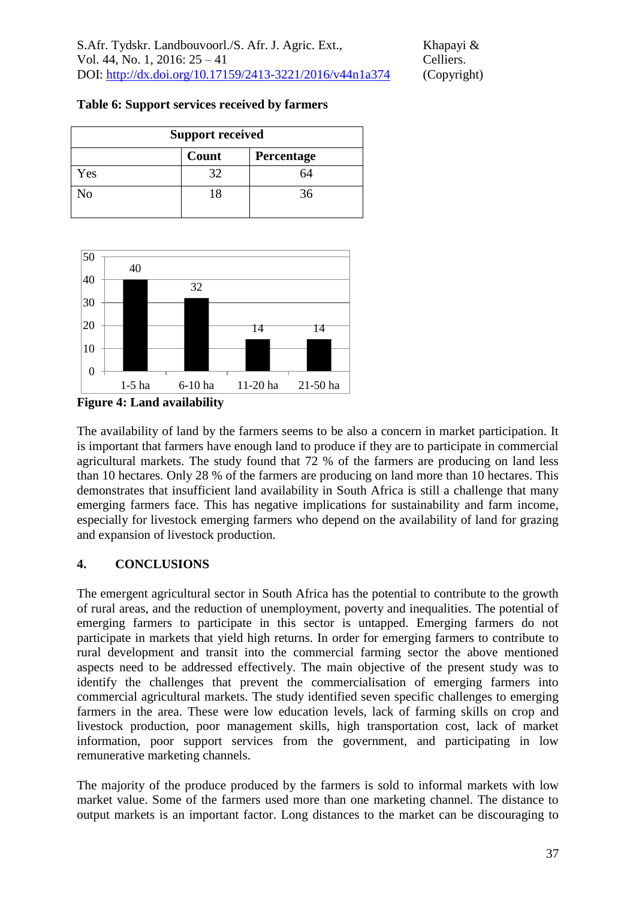**Table 6: Support services received by farmers**

| Support received | | |
|---|---|---|
| | Count | Percentage |
| Yes | 32 | 64 |
| No | 18 | 36 |

| Land size | Value |
|---|---|
| 1-5 ha | 40 |
| 6-10 ha | 32 |
| 11-20 ha | 14 |
| 21-50 ha | 14 |

**Figure 4: Land availability**

The availability of land by the farmers seems to be also a concern in market participation. It is important that farmers have enough land to produce if they are to participate in commercial agricultural markets. The study found that 72 % of the farmers are producing on land less than 10 hectares. Only 28 % of the farmers are producing on land more than 10 hectares. This demonstrates that insufficient land availability in South Africa is still a challenge that many emerging farmers face. This has negative implications for sustainability and farm income, especially for livestock emerging farmers who depend on the availability of land for grazing and expansion of livestock production.

## 4. CONCLUSIONS

The emergent agricultural sector in South Africa has the potential to contribute to the growth of rural areas, and the reduction of unemployment, poverty and inequalities. The potential of emerging farmers to participate in this sector is untapped. Emerging farmers do not participate in markets that yield high returns. In order for emerging farmers to contribute to rural development and transit into the commercial farming sector the above mentioned aspects need to be addressed effectively. The main objective of the present study was to identify the challenges that prevent the commercialisation of emerging farmers into commercial agricultural markets. The study identified seven specific challenges to emerging farmers in the area. These were low education levels, lack of farming skills on crop and livestock production, poor management skills, high transportation cost, lack of market information, poor support services from the government, and participating in low remunerative marketing channels.

The majority of the produce produced by the farmers is sold to informal markets with low market value. Some of the farmers used more than one marketing channel. The distance to output markets is an important factor. Long distances to the market can be discouraging to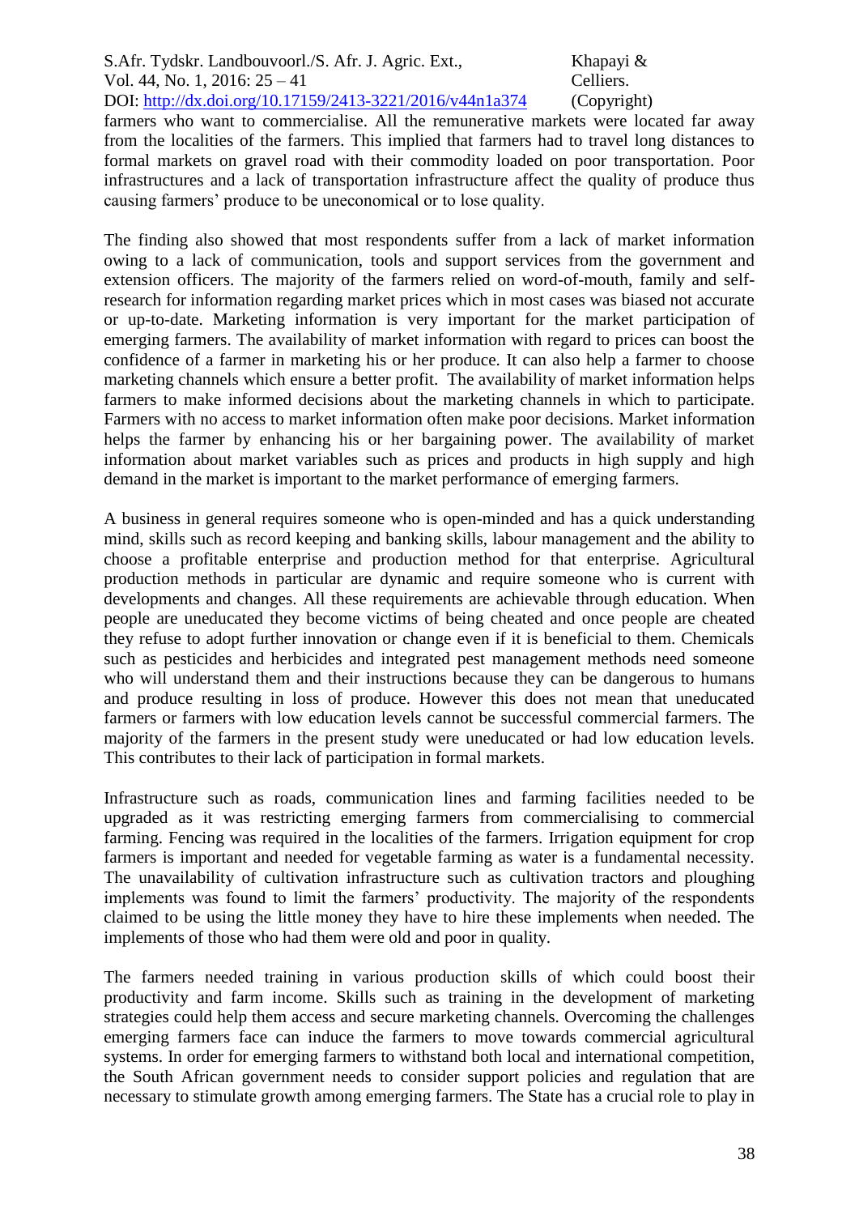farmers who want to commercialise. All the remunerative markets were located far away from the localities of the farmers. This implied that farmers had to travel long distances to formal markets on gravel road with their commodity loaded on poor transportation. Poor infrastructures and a lack of transportation infrastructure affect the quality of produce thus causing farmers' produce to be uneconomical or to lose quality.

The finding also showed that most respondents suffer from a lack of market information owing to a lack of communication, tools and support services from the government and extension officers. The majority of the farmers relied on word-of-mouth, family and self-research for information regarding market prices which in most cases was biased not accurate or up-to-date. Marketing information is very important for the market participation of emerging farmers. The availability of market information with regard to prices can boost the confidence of a farmer in marketing his or her produce. It can also help a farmer to choose marketing channels which ensure a better profit. The availability of market information helps farmers to make informed decisions about the marketing channels in which to participate. Farmers with no access to market information often make poor decisions. Market information helps the farmer by enhancing his or her bargaining power. The availability of market information about market variables such as prices and products in high supply and high demand in the market is important to the market performance of emerging farmers.

A business in general requires someone who is open-minded and has a quick understanding mind, skills such as record keeping and banking skills, labour management and the ability to choose a profitable enterprise and production method for that enterprise. Agricultural production methods in particular are dynamic and require someone who is current with developments and changes. All these requirements are achievable through education. When people are uneducated they become victims of being cheated and once people are cheated they refuse to adopt further innovation or change even if it is beneficial to them. Chemicals such as pesticides and herbicides and integrated pest management methods need someone who will understand them and their instructions because they can be dangerous to humans and produce resulting in loss of produce. However this does not mean that uneducated farmers or farmers with low education levels cannot be successful commercial farmers. The majority of the farmers in the present study were uneducated or had low education levels. This contributes to their lack of participation in formal markets.

Infrastructure such as roads, communication lines and farming facilities needed to be upgraded as it was restricting emerging farmers from commercialising to commercial farming. Fencing was required in the localities of the farmers. Irrigation equipment for crop farmers is important and needed for vegetable farming as water is a fundamental necessity. The unavailability of cultivation infrastructure such as cultivation tractors and ploughing implements was found to limit the farmers' productivity. The majority of the respondents claimed to be using the little money they have to hire these implements when needed. The implements of those who had them were old and poor in quality.

The farmers needed training in various production skills of which could boost their productivity and farm income. Skills such as training in the development of marketing strategies could help them access and secure marketing channels. Overcoming the challenges emerging farmers face can induce the farmers to move towards commercial agricultural systems. In order for emerging farmers to withstand both local and international competition, the South African government needs to consider support policies and regulation that are necessary to stimulate growth among emerging farmers. The State has a crucial role to play in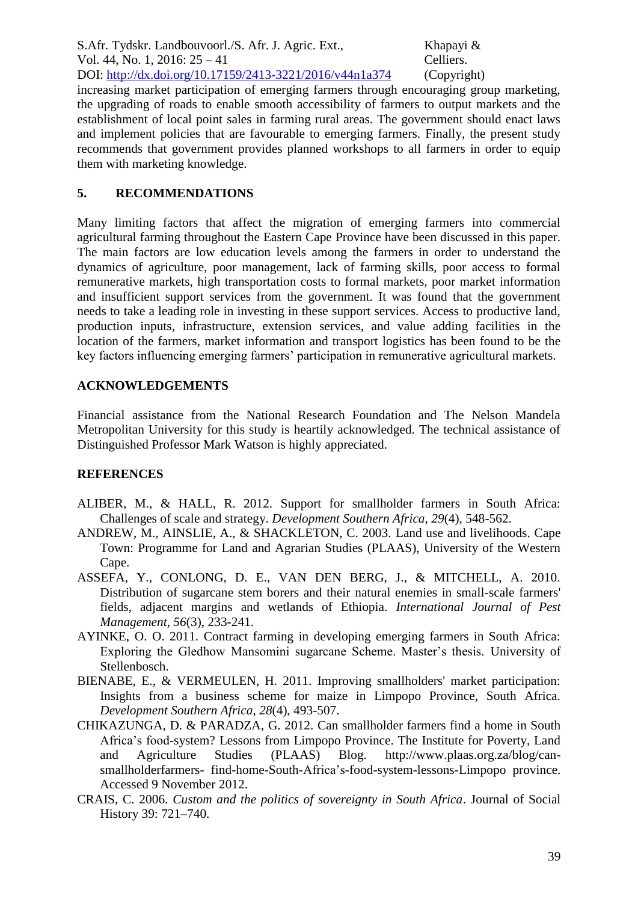increasing market participation of emerging farmers through encouraging group marketing, the upgrading of roads to enable smooth accessibility of farmers to output markets and the establishment of local point sales in farming rural areas. The government should enact laws and implement policies that are favourable to emerging farmers. Finally, the present study recommends that government provides planned workshops to all farmers in order to equip them with marketing knowledge.

## 5. RECOMMENDATIONS

Many limiting factors that affect the migration of emerging farmers into commercial agricultural farming throughout the Eastern Cape Province have been discussed in this paper. The main factors are low education levels among the farmers in order to understand the dynamics of agriculture, poor management, lack of farming skills, poor access to formal remunerative markets, high transportation costs to formal markets, poor market information and insufficient support services from the government. It was found that the government needs to take a leading role in investing in these support services. Access to productive land, production inputs, infrastructure, extension services, and value adding facilities in the location of the farmers, market information and transport logistics has been found to be the key factors influencing emerging farmers' participation in remunerative agricultural markets.

## ACKNOWLEDGEMENTS

Financial assistance from the National Research Foundation and The Nelson Mandela Metropolitan University for this study is heartily acknowledged. The technical assistance of Distinguished Professor Mark Watson is highly appreciated.

## REFERENCES

ALIBER, M., & HALL, R. 2012. Support for smallholder farmers in South Africa: Challenges of scale and strategy. *Development Southern Africa*, *29*(4), 548-562.

ANDREW, M., AINSLIE, A., & SHACKLETON, C. 2003. Land use and livelihoods. Cape Town: Programme for Land and Agrarian Studies (PLAAS), University of the Western Cape.

ASSEFA, Y., CONLONG, D. E., VAN DEN BERG, J., & MITCHELL, A. 2010. Distribution of sugarcane stem borers and their natural enemies in small-scale farmers' fields, adjacent margins and wetlands of Ethiopia. *International Journal of Pest Management*, *56*(3), 233-241.

AYINKE, O. O. 2011. Contract farming in developing emerging farmers in South Africa: Exploring the Gledhow Mansomini sugarcane Scheme. Master's thesis. University of Stellenbosch.

BIENABE, E., & VERMEULEN, H. 2011. Improving smallholders' market participation: Insights from a business scheme for maize in Limpopo Province, South Africa. *Development Southern Africa*, *28*(4), 493-507.

CHIKAZUNGA, D. & PARADZA, G. 2012. Can smallholder farmers find a home in South Africa's food-system? Lessons from Limpopo Province. The Institute for Poverty, Land and Agriculture Studies (PLAAS) Blog. http://www.plaas.org.za/blog/can-smallholderfarmers- find-home-South-Africa's-food-system-lessons-Limpopo province. Accessed 9 November 2012.

CRAIS, C. 2006. *Custom and the politics of sovereignty in South Africa*. Journal of Social History 39: 721–740.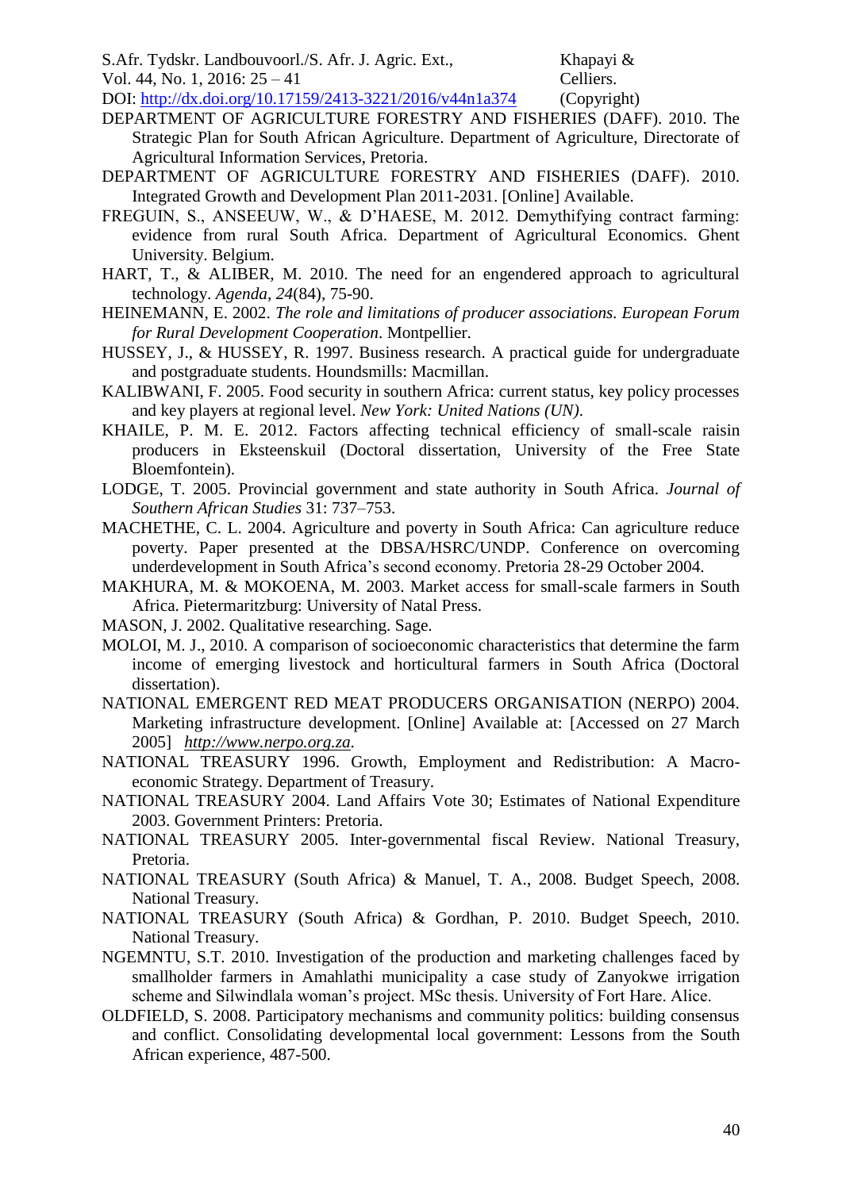DEPARTMENT OF AGRICULTURE FORESTRY AND FISHERIES (DAFF). 2010. The Strategic Plan for South African Agriculture. Department of Agriculture, Directorate of Agricultural Information Services, Pretoria.

DEPARTMENT OF AGRICULTURE FORESTRY AND FISHERIES (DAFF). 2010. Integrated Growth and Development Plan 2011-2031. [Online] Available.

FREGUIN, S., ANSEEUW, W., & D'HAESE, M. 2012. Demythifying contract farming: evidence from rural South Africa. Department of Agricultural Economics. Ghent University. Belgium.

HART, T., & ALIBER, M. 2010. The need for an engendered approach to agricultural technology. *Agenda*, *24*(84), 75-90.

HEINEMANN, E. 2002. *The role and limitations of producer associations. European Forum for Rural Development Cooperation*. Montpellier.

HUSSEY, J., & HUSSEY, R. 1997. Business research. A practical guide for undergraduate and postgraduate students. Houndsmills: Macmillan.

KALIBWANI, F. 2005. Food security in southern Africa: current status, key policy processes and key players at regional level. *New York: United Nations (UN)*.

KHAILE, P. M. E. 2012. Factors affecting technical efficiency of small-scale raisin producers in Eksteenskuil (Doctoral dissertation, University of the Free State Bloemfontein).

LODGE, T. 2005. Provincial government and state authority in South Africa. *Journal of Southern African Studies* 31: 737–753.

MACHETHE, C. L. 2004. Agriculture and poverty in South Africa: Can agriculture reduce poverty. Paper presented at the DBSA/HSRC/UNDP. Conference on overcoming underdevelopment in South Africa's second economy. Pretoria 28-29 October 2004.

MAKHURA, M. & MOKOENA, M. 2003. Market access for small-scale farmers in South Africa. Pietermaritzburg: University of Natal Press.

MASON, J. 2002. Qualitative researching. Sage.

MOLOI, M. J., 2010. A comparison of socioeconomic characteristics that determine the farm income of emerging livestock and horticultural farmers in South Africa (Doctoral dissertation).

NATIONAL EMERGENT RED MEAT PRODUCERS ORGANISATION (NERPO) 2004. Marketing infrastructure development. [Online] Available at: [Accessed on 27 March 2005] *http://www.nerpo.org.za*.

NATIONAL TREASURY 1996. Growth, Employment and Redistribution: A Macro-economic Strategy. Department of Treasury.

NATIONAL TREASURY 2004. Land Affairs Vote 30; Estimates of National Expenditure 2003. Government Printers: Pretoria.

NATIONAL TREASURY 2005. Inter-governmental fiscal Review. National Treasury, Pretoria.

NATIONAL TREASURY (South Africa) & Manuel, T. A., 2008. Budget Speech, 2008. National Treasury.

NATIONAL TREASURY (South Africa) & Gordhan, P. 2010. Budget Speech, 2010. National Treasury.

NGEMNTU, S.T. 2010. Investigation of the production and marketing challenges faced by smallholder farmers in Amahlathi municipality a case study of Zanyokwe irrigation scheme and Silwindlala woman's project. MSc thesis. University of Fort Hare. Alice.

OLDFIELD, S. 2008. Participatory mechanisms and community politics: building consensus and conflict. Consolidating developmental local government: Lessons from the South African experience, 487-500.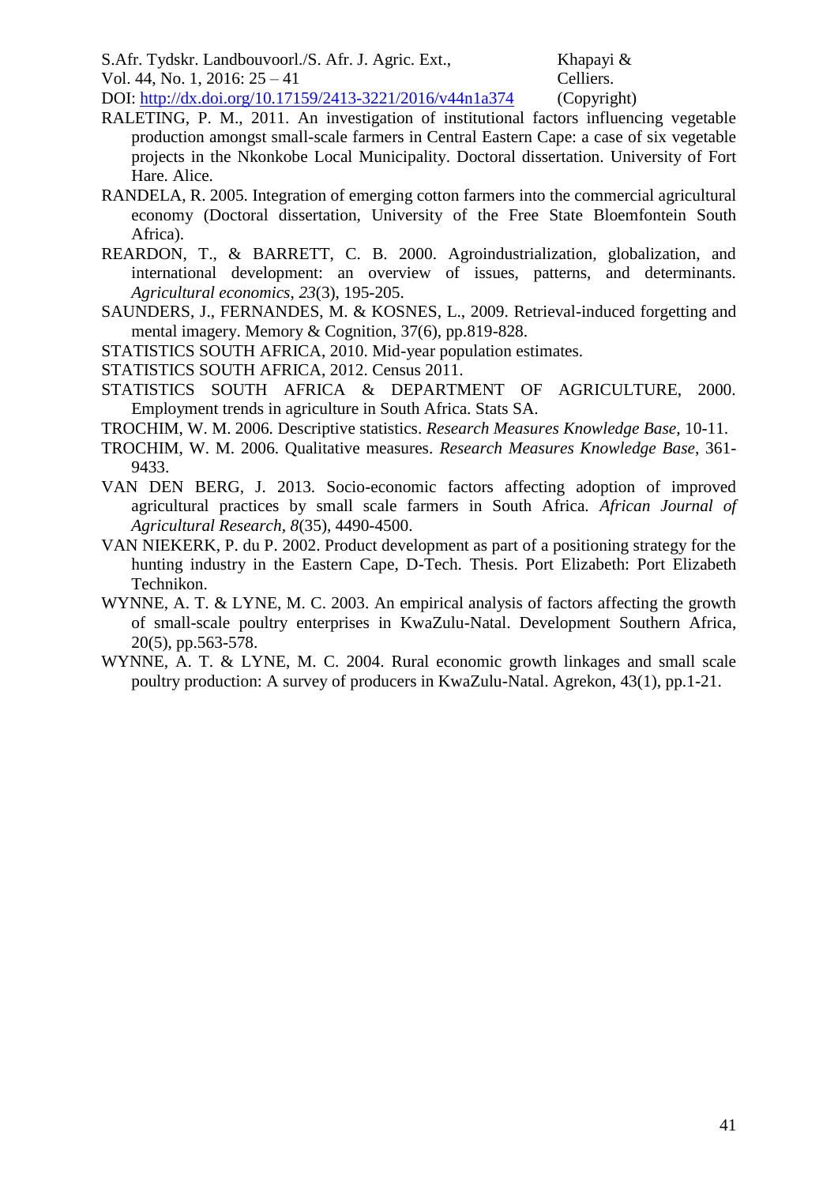RALETING, P. M., 2011. An investigation of institutional factors influencing vegetable production amongst small-scale farmers in Central Eastern Cape: a case of six vegetable projects in the Nkonkobe Local Municipality. Doctoral dissertation. University of Fort Hare. Alice.

RANDELA, R. 2005. Integration of emerging cotton farmers into the commercial agricultural economy (Doctoral dissertation, University of the Free State Bloemfontein South Africa).

REARDON, T., & BARRETT, C. B. 2000. Agroindustrialization, globalization, and international development: an overview of issues, patterns, and determinants. *Agricultural economics*, *23*(3), 195-205.

SAUNDERS, J., FERNANDES, M. & KOSNES, L., 2009. Retrieval-induced forgetting and mental imagery. Memory & Cognition, 37(6), pp.819-828.

STATISTICS SOUTH AFRICA, 2010. Mid-year population estimates.

STATISTICS SOUTH AFRICA, 2012. Census 2011.

STATISTICS SOUTH AFRICA & DEPARTMENT OF AGRICULTURE, 2000. Employment trends in agriculture in South Africa. Stats SA.

TROCHIM, W. M. 2006. Descriptive statistics. *Research Measures Knowledge Base*, 10-11.

TROCHIM, W. M. 2006. Qualitative measures. *Research Measures Knowledge Base*, 361-9433.

VAN DEN BERG, J. 2013. Socio-economic factors affecting adoption of improved agricultural practices by small scale farmers in South Africa. *African Journal of Agricultural Research*, *8*(35), 4490-4500.

VAN NIEKERK, P. du P. 2002. Product development as part of a positioning strategy for the hunting industry in the Eastern Cape, D-Tech. Thesis. Port Elizabeth: Port Elizabeth Technikon.

WYNNE, A. T. & LYNE, M. C. 2003. An empirical analysis of factors affecting the growth of small-scale poultry enterprises in KwaZulu-Natal. Development Southern Africa, 20(5), pp.563-578.

WYNNE, A. T. & LYNE, M. C. 2004. Rural economic growth linkages and small scale poultry production: A survey of producers in KwaZulu-Natal. Agrekon, 43(1), pp.1-21.